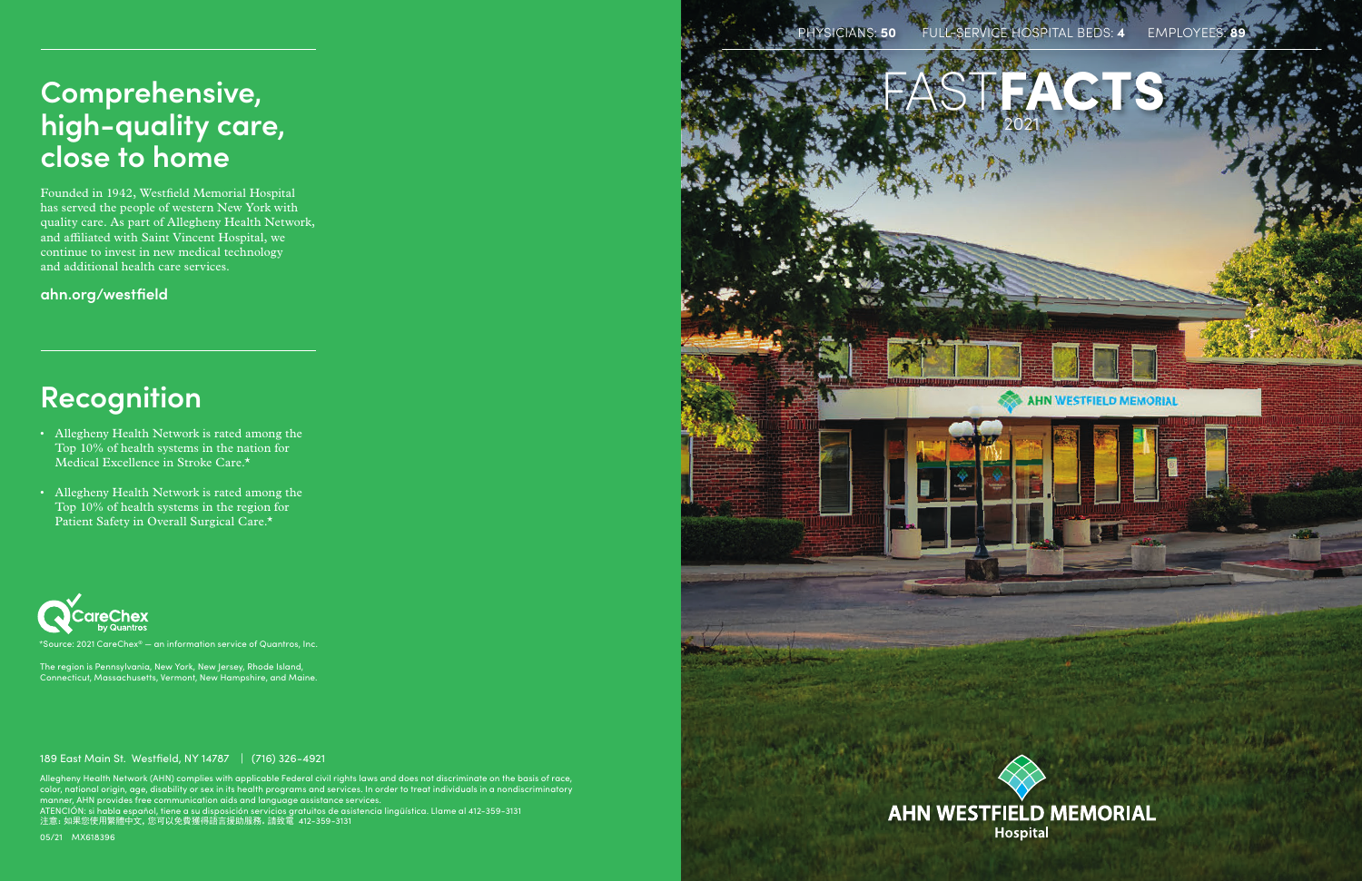## Comprehensive, high-quality care, close to home

Founded in 1942, Westfield Memorial Hospital has served the people of western New York with quality care. As part of Allegheny Health Network, and affiliated with Saint Vincent Hospital, we continue to invest in new medical technology and additional health care services.

**ahn.org/westfield**

## Recognition

- Allegheny Health Network is rated among the Top 10% of health systems in the nation for Medical Excellence in Stroke Care.*
- Allegheny Health Network is rated among the Top 10% of health systems in the region for Patient Safety in Overall Surgical Care.*

CareChex by Quantros

*Source: 2021 CareChex® – an information service of Quantros, Inc.

The region is Pennsylvania, New York, New Jersey, Rhode Island, Connecticut, Massachusetts, Vermont, New Hampshire, and Maine.

189 East Main St. Westfield, NY 14787 | (716) 326-4921

Allegheny Health Network (AHN) complies with applicable Federal civil rights laws and does not discriminate on the basis of race, color, national origin, age, disability or sex in its health programs and services. In order to treat individuals in a nondiscriminatory manner, AHN provides free communication aids and language assistance services.
ATENCIÓN: si habla español, tiene a su disposición servicios gratuitos de asistencia lingüística. Llame al 412-359-3131
注意：如果您使用繁體中文，您可以免費獲得語言援助服務。請致電 412-359-3131

05/21 MX618396

PHYSICIANS: **50** FULL-SERVICE HOSPITAL BEDS: **4** EMPLOYEES: **89**

# FAST**FACTS**

2021

AHN WESTFIELD MEMORIAL

**AHN WESTFIELD MEMORIAL**
**Hospital**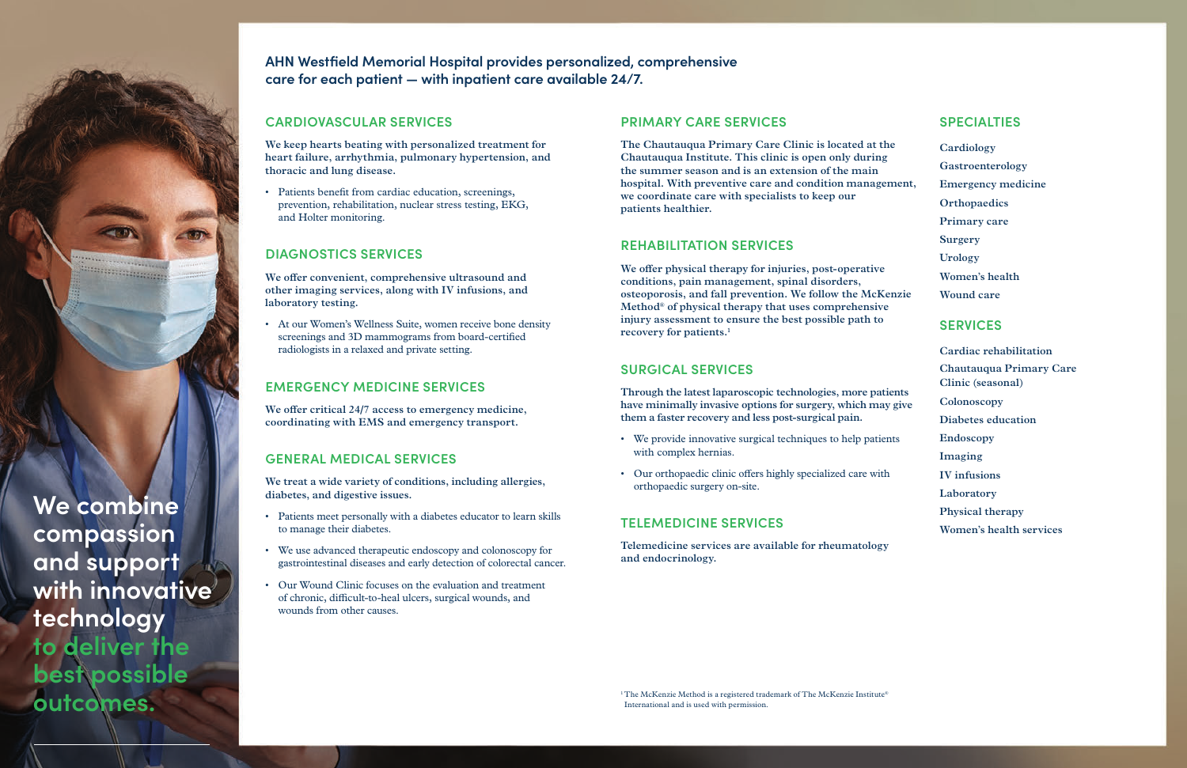We combine compassion and support with innovative technology to deliver the best possible outcomes.

**AHN Westfield Memorial Hospital provides personalized, comprehensive care for each patient — with inpatient care available 24/7.**

## CARDIOVASCULAR SERVICES

**We keep hearts beating with personalized treatment for heart failure, arrhythmia, pulmonary hypertension, and thoracic and lung disease.**

- Patients benefit from cardiac education, screenings, prevention, rehabilitation, nuclear stress testing, EKG, and Holter monitoring.

## DIAGNOSTICS SERVICES

**We offer convenient, comprehensive ultrasound and other imaging services, along with IV infusions, and laboratory testing.**

- At our Women's Wellness Suite, women receive bone density screenings and 3D mammograms from board-certified radiologists in a relaxed and private setting.

## EMERGENCY MEDICINE SERVICES

**We offer critical 24/7 access to emergency medicine, coordinating with EMS and emergency transport.**

## GENERAL MEDICAL SERVICES

**We treat a wide variety of conditions, including allergies, diabetes, and digestive issues.**

- Patients meet personally with a diabetes educator to learn skills to manage their diabetes.
- We use advanced therapeutic endoscopy and colonoscopy for gastrointestinal diseases and early detection of colorectal cancer.
- Our Wound Clinic focuses on the evaluation and treatment of chronic, difficult-to-heal ulcers, surgical wounds, and wounds from other causes.

## PRIMARY CARE SERVICES

**The Chautauqua Primary Care Clinic is located at the Chautauqua Institute. This clinic is open only during the summer season and is an extension of the main hospital. With preventive care and condition management, we coordinate care with specialists to keep our patients healthier.**

## REHABILITATION SERVICES

**We offer physical therapy for injuries, post-operative conditions, pain management, spinal disorders, osteoporosis, and fall prevention. We follow the McKenzie Method® of physical therapy that uses comprehensive injury assessment to ensure the best possible path to recovery for patients.[1]**

## SURGICAL SERVICES

**Through the latest laparoscopic technologies, more patients have minimally invasive options for surgery, which may give them a faster recovery and less post-surgical pain.**

- We provide innovative surgical techniques to help patients with complex hernias.
- Our orthopaedic clinic offers highly specialized care with orthopaedic surgery on-site.

## TELEMEDICINE SERVICES

**Telemedicine services are available for rheumatology and endocrinology.**

## SPECIALTIES

- Cardiology
- Gastroenterology
- Emergency medicine
- Orthopaedics
- Primary care
- Surgery
- Urology
- Women's health
- Wound care

## SERVICES

- Cardiac rehabilitation
- Chautauqua Primary Care Clinic (seasonal)
- Colonoscopy
- Diabetes education
- Endoscopy
- Imaging
- IV infusions
- Laboratory
- Physical therapy
- Women's health services

[1] The McKenzie Method is a registered trademark of The McKenzie Institute® International and is used with permission.